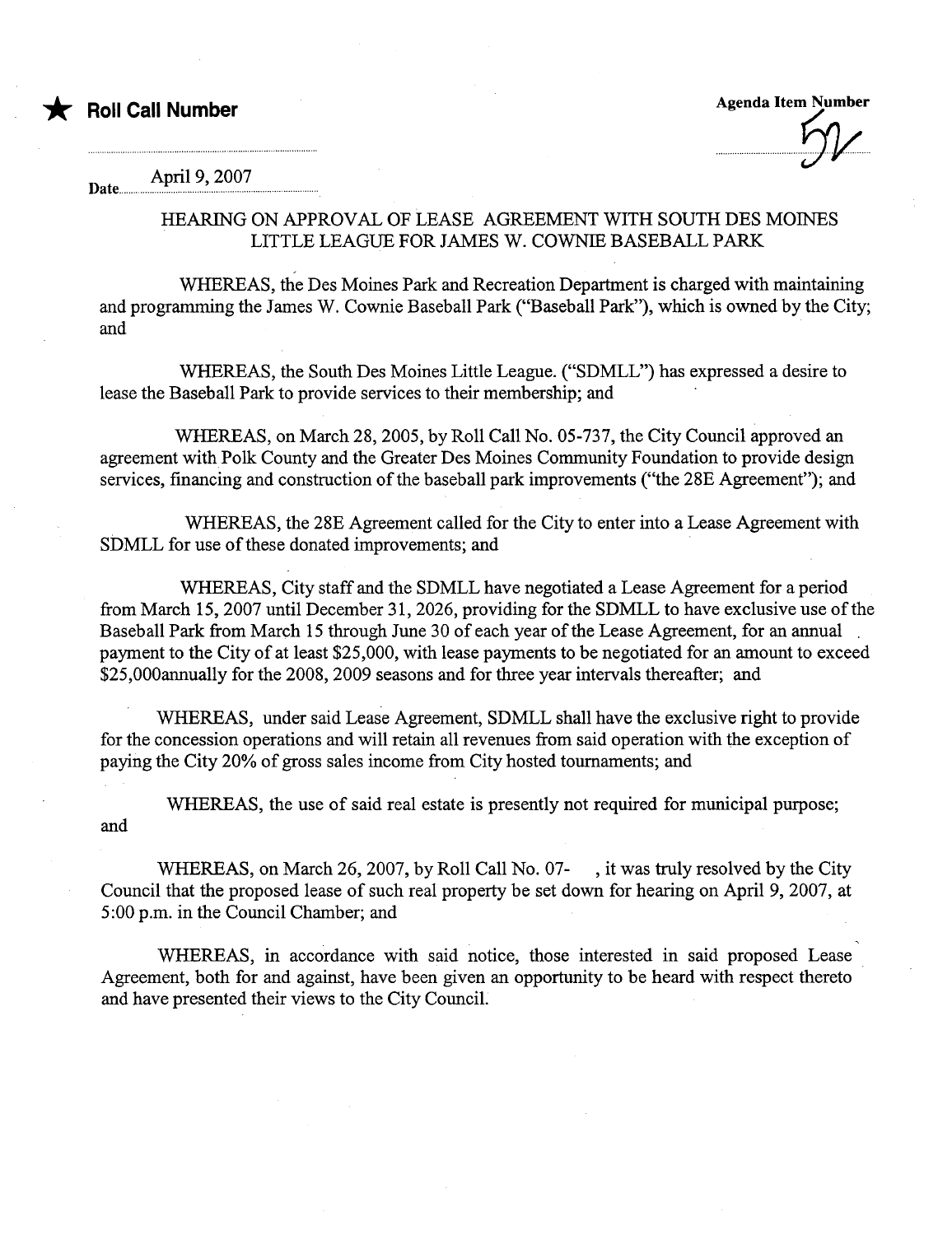★ **Roll Call Number**

Agenda Item Number 52

Date April 9, 2007

## HEARING ON APPROVAL OF LEASE AGREEMENT WITH SOUTH DES MOINES LITTLE LEAGUE FOR JAMES W. COWNIE BASEBALL PARK

WHEREAS, the Des Moines Park and Recreation Department is charged with maintaining and programming the James W. Cownie Baseball Park ("Baseball Park"), which is owned by the City; and

WHEREAS, the South Des Moines Little League. ("SDMLL") has expressed a desire to lease the Baseball Park to provide services to their membership; and

WHEREAS, on March 28, 2005, by Roll Call No. 05-737, the City Council approved an agreement with Polk County and the Greater Des Moines Community Foundation to provide design services, financing and construction of the baseball park improvements ("the 28E Agreement"); and

WHEREAS, the 28E Agreement called for the City to enter into a Lease Agreement with SDMLL for use of these donated improvements; and

WHEREAS, City staff and the SDMLL have negotiated a Lease Agreement for a period from March 15, 2007 until December 31, 2026, providing for the SDMLL to have exclusive use of the Baseball Park from March 15 through June 30 of each year of the Lease Agreement, for an annual payment to the City of at least $25,000, with lease payments to be negotiated for an amount to exceed $25,000annually for the 2008, 2009 seasons and for three year intervals thereafter; and

WHEREAS, under said Lease Agreement, SDMLL shall have the exclusive right to provide for the concession operations and will retain all revenues from said operation with the exception of paying the City 20% of gross sales income from City hosted tournaments; and

WHEREAS, the use of said real estate is presently not required for municipal purpose; and

WHEREAS, on March 26, 2007, by Roll Call No. 07- , it was truly resolved by the City Council that the proposed lease of such real property be set down for hearing on April 9, 2007, at 5:00 p.m. in the Council Chamber; and

WHEREAS, in accordance with said notice, those interested in said proposed Lease Agreement, both for and against, have been given an opportunity to be heard with respect thereto and have presented their views to the City Council.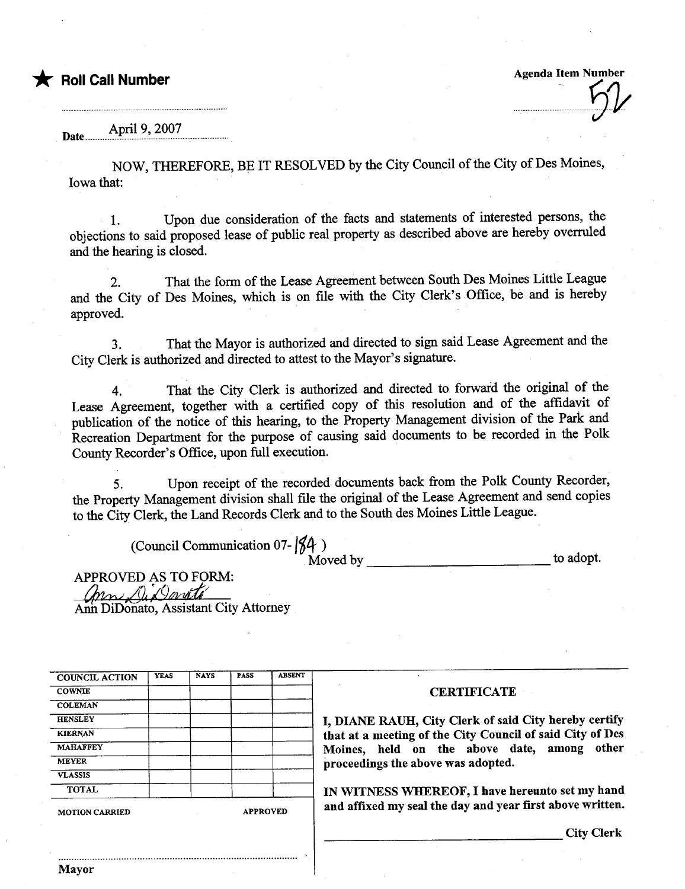★ **Roll Call Number**

Agenda Item Number

52

Date April 9, 2007

NOW, THEREFORE, BE IT RESOLVED by the City Council of the City of Des Moines, Iowa that:

1. Upon due consideration of the facts and statements of interested persons, the objections to said proposed lease of public real property as described above are hereby overruled and the hearing is closed.

2. That the form of the Lease Agreement between South Des Moines Little League and the City of Des Moines, which is on file with the City Clerk's Office, be and is hereby approved.

3. That the Mayor is authorized and directed to sign said Lease Agreement and the City Clerk is authorized and directed to attest to the Mayor's signature.

4. That the City Clerk is authorized and directed to forward the original of the Lease Agreement, together with a certified copy of this resolution and of the affidavit of publication of the notice of this hearing, to the Property Management division of the Park and Recreation Department for the purpose of causing said documents to be recorded in the Polk County Recorder's Office, upon full execution.

5. Upon receipt of the recorded documents back from the Polk County Recorder, the Property Management division shall file the original of the Lease Agreement and send copies to the City Clerk, the Land Records Clerk and to the South des Moines Little League.

(Council Communication 07-184)

Moved by ______________________ to adopt.

APPROVED AS TO FORM:

Ann DiDonato

Ann DiDonato, Assistant City Attorney

| COUNCIL ACTION | YEAS | NAYS | PASS | ABSENT |
| --- | --- | --- | --- | --- |
| COWNIE | | | | |
| COLEMAN | | | | |
| HENSLEY | | | | |
| KIERNAN | | | | |
| MAHAFFEY | | | | |
| MEYER | | | | |
| VLASSIS | | | | |
| TOTAL | | | | |

MOTION CARRIED APPROVED

______________________

Mayor

**CERTIFICATE**

**I, DIANE RAUH, City Clerk of said City hereby certify that at a meeting of the City Council of said City of Des Moines, held on the above date, among other proceedings the above was adopted.**

**IN WITNESS WHEREOF, I have hereunto set my hand and affixed my seal the day and year first above written.**

______________________ City Clerk